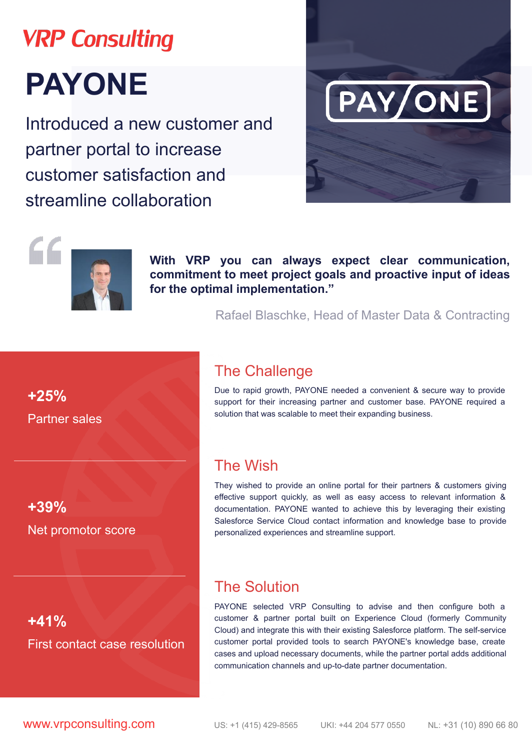VRP Consulting

# PAYONE

Introduced a new customer and partner portal to increase customer satisfaction and streamline collaboration

**With VRP you can always expect clear communication, commitment to meet project goals and proactive input of ideas for the optimal implementation."**

Rafael Blaschke, Head of Master Data & Contracting

**+25%**

Partner sales

**+39%**

Net promotor score

**+41%**

First contact case resolution

## The Challenge

Due to rapid growth, PAYONE needed a convenient & secure way to provide support for their increasing partner and customer base. PAYONE required a solution that was scalable to meet their expanding business.

## The Wish

They wished to provide an online portal for their partners & customers giving effective support quickly, as well as easy access to relevant information & documentation. PAYONE wanted to achieve this by leveraging their existing Salesforce Service Cloud contact information and knowledge base to provide personalized experiences and streamline support.

## The Solution

PAYONE selected VRP Consulting to advise and then configure both a customer & partner portal built on Experience Cloud (formerly Community Cloud) and integrate this with their existing Salesforce platform. The self-service customer portal provided tools to search PAYONE's knowledge base, create cases and upload necessary documents, while the partner portal adds additional communication channels and up-to-date partner documentation.

www.vrpconsulting.com US: +1 (415) 429-8565 UKI: +44 204 577 0550 NL: +31 (10) 890 66 80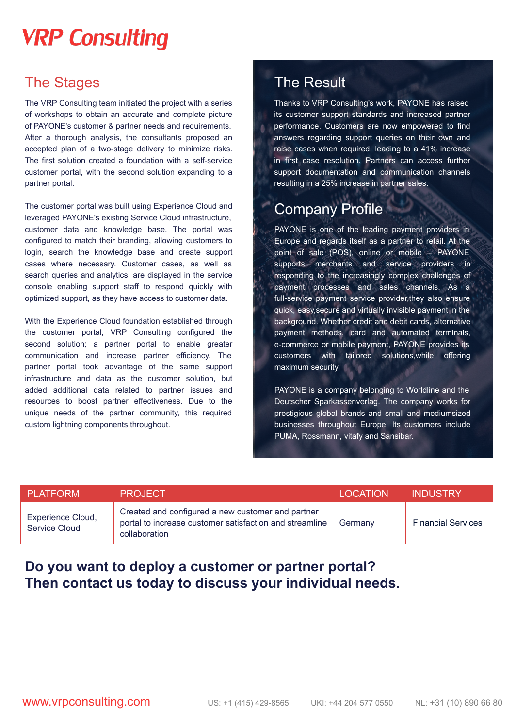# VRP Consulting

## The Stages

The VRP Consulting team initiated the project with a series of workshops to obtain an accurate and complete picture of PAYONE's customer & partner needs and requirements. After a thorough analysis, the consultants proposed an accepted plan of a two-stage delivery to minimize risks. The first solution created a foundation with a self-service customer portal, with the second solution expanding to a partner portal.

The customer portal was built using Experience Cloud and leveraged PAYONE's existing Service Cloud infrastructure, customer data and knowledge base. The portal was configured to match their branding, allowing customers to login, search the knowledge base and create support cases where necessary. Customer cases, as well as search queries and analytics, are displayed in the service console enabling support staff to respond quickly with optimized support, as they have access to customer data.

With the Experience Cloud foundation established through the customer portal, VRP Consulting configured the second solution; a partner portal to enable greater communication and increase partner efficiency. The partner portal took advantage of the same support infrastructure and data as the customer solution, but added additional data related to partner issues and resources to boost partner effectiveness. Due to the unique needs of the partner community, this required custom lightning components throughout.

## The Result

Thanks to VRP Consulting's work, PAYONE has raised its customer support standards and increased partner performance. Customers are now empowered to find answers regarding support queries on their own and raise cases when required, leading to a 41% increase in first case resolution. Partners can access further support documentation and communication channels resulting in a 25% increase in partner sales.

## Company Profile

PAYONE is one of the leading payment providers in Europe and regards itself as a partner to retail. At the point of sale (POS), online or mobile – PAYONE supports merchants and service providers in responding to the increasingly complex challenges of payment processes and sales channels. As a full-service payment service provider,they also ensure quick, easy,secure and virtually invisible payment in the background. Whether credit and debit cards, alternative payment methods, card and automated terminals, e-commerce or mobile payment, PAYONE provides its customers with tailored solutions,while offering maximum security.

PAYONE is a company belonging to Worldline and the Deutscher Sparkassenverlag. The company works for prestigious global brands and small and mediumsized businesses throughout Europe. Its customers include PUMA, Rossmann, vitafy and Sansibar.

| PLATFORM | PROJECT | LOCATION | INDUSTRY |
|---|---|---|---|
| Experience Cloud, Service Cloud | Created and configured a new customer and partner portal to increase customer satisfaction and streamline collaboration | Germany | Financial Services |

**Do you want to deploy a customer or partner portal?**
**Then contact us today to discuss your individual needs.**

www.vrpconsulting.com US: +1 (415) 429-8565 UKI: +44 204 577 0550 NL: +31 (10) 890 66 80